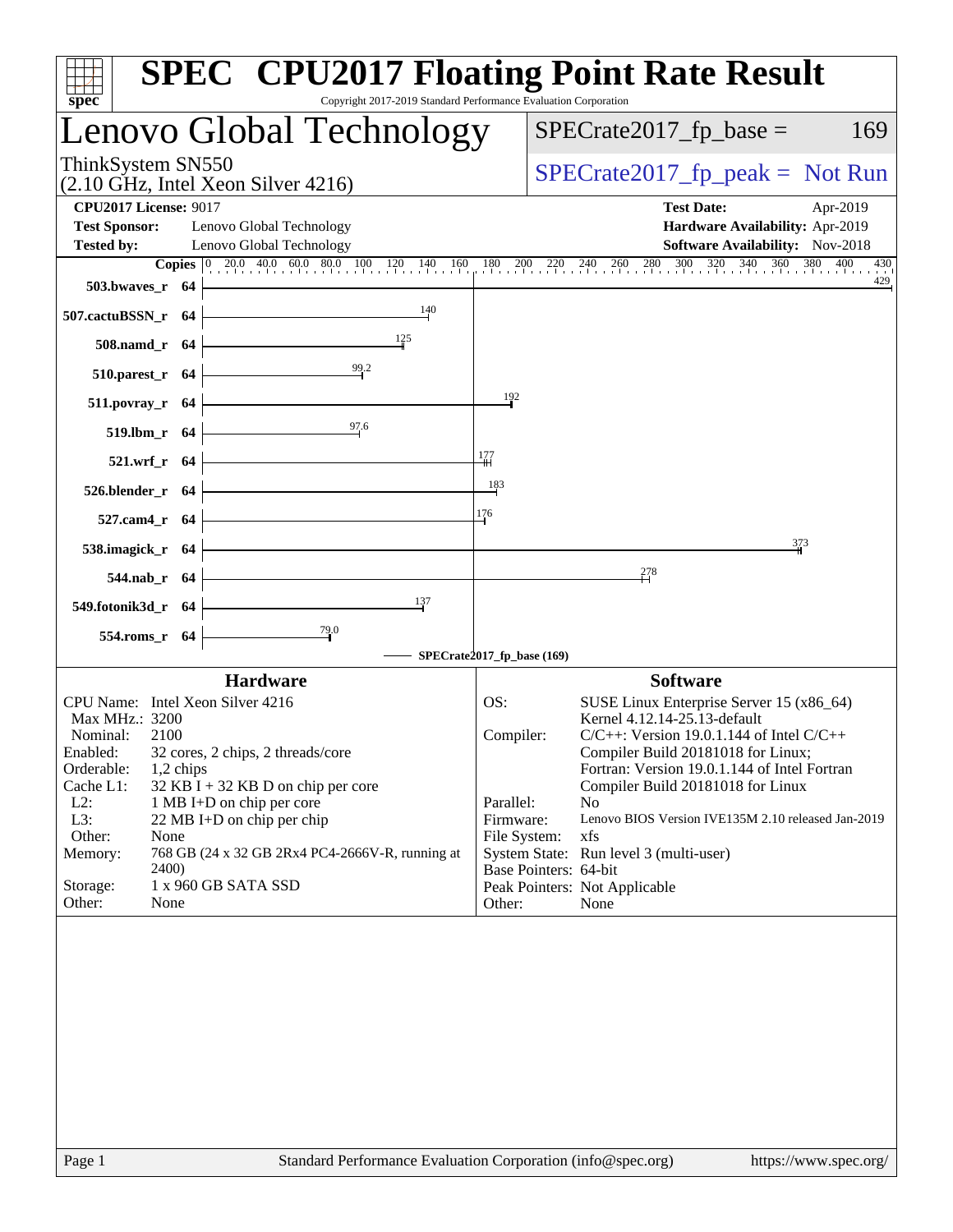# SPEC CPU2017 Floating Point Rate Result

Copyright 2017-2019 Standard Performance Evaluation Corporation

## Lenovo Global Technology

ThinkSystem SN550
(2.10 GHz, Intel Xeon Silver 4216)

SPECrate2017_fp_base = 169

SPECrate2017_fp_peak = Not Run

**CPU2017 License:** 9017
**Test Sponsor:** Lenovo Global Technology
**Tested by:** Lenovo Global Technology

**Test Date:** Apr-2019
**Hardware Availability:** Apr-2019
**Software Availability:** Nov-2018

| Benchmark | Copies | SPECrate2017_fp_base |
|---|---|---|
| 503.bwaves_r | 64 | 429 |
| 507.cactuBSSN_r | 64 | 140 |
| 508.namd_r | 64 | 125 |
| 510.parest_r | 64 | 99.2 |
| 511.povray_r | 64 | 192 |
| 519.lbm_r | 64 | 97.6 |
| 521.wrf_r | 64 | 177 |
| 526.blender_r | 64 | 183 |
| 527.cam4_r | 64 | 176 |
| 538.imagick_r | 64 | 373 |
| 544.nab_r | 64 | 278 |
| 549.fotonik3d_r | 64 | 137 |
| 554.roms_r | 64 | 79.0 |

SPECrate2017_fp_base (169)

### Hardware

| | |
|---|---|
| CPU Name: | Intel Xeon Silver 4216 |
| Max MHz.: | 3200 |
| Nominal: | 2100 |
| Enabled: | 32 cores, 2 chips, 2 threads/core |
| Orderable: | 1,2 chips |
| Cache L1: | 32 KB I + 32 KB D on chip per core |
| L2: | 1 MB I+D on chip per core |
| L3: | 22 MB I+D on chip per chip |
| Other: | None |
| Memory: | 768 GB (24 x 32 GB 2Rx4 PC4-2666V-R, running at 2400) |
| Storage: | 1 x 960 GB SATA SSD |
| Other: | None |

### Software

| | |
|---|---|
| OS: | SUSE Linux Enterprise Server 15 (x86_64) Kernel 4.12.14-25.13-default |
| Compiler: | C/C++: Version 19.0.1.144 of Intel C/C++ Compiler Build 20181018 for Linux; Fortran: Version 19.0.1.144 of Intel Fortran Compiler Build 20181018 for Linux |
| Parallel: | No |
| Firmware: | Lenovo BIOS Version IVE135M 2.10 released Jan-2019 |
| File System: | xfs |
| System State: | Run level 3 (multi-user) |
| Base Pointers: | 64-bit |
| Peak Pointers: | Not Applicable |
| Other: | None |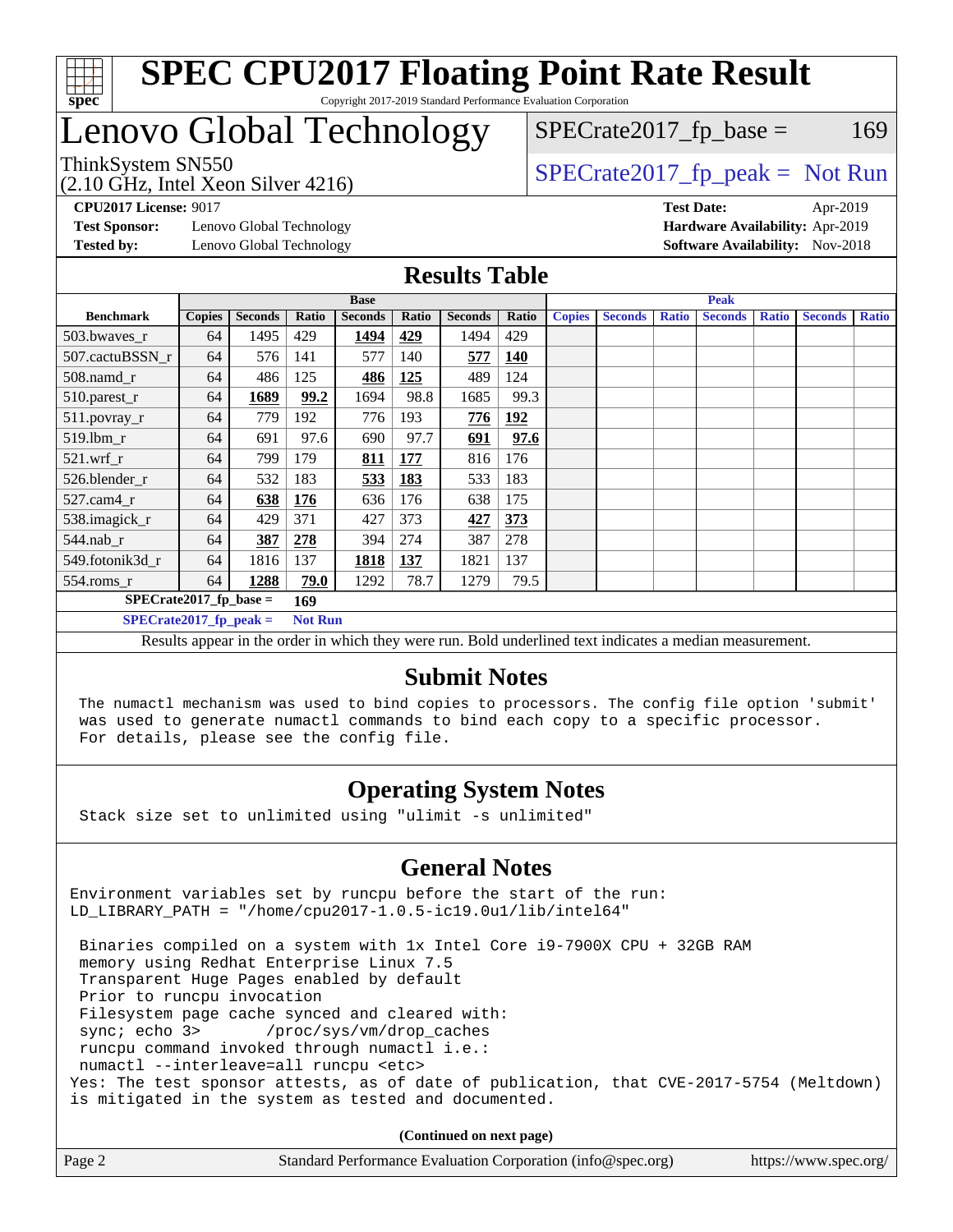# SPEC CPU2017 Floating Point Rate Result

Copyright 2017-2019 Standard Performance Evaluation Corporation

# Lenovo Global Technology

ThinkSystem SN550
(2.10 GHz, Intel Xeon Silver 4216)

SPECrate2017_fp_base = 169

SPECrate2017_fp_peak = Not Run

**CPU2017 License:** 9017
**Test Sponsor:** Lenovo Global Technology
**Tested by:** Lenovo Global Technology

**Test Date:** Apr-2019
**Hardware Availability:** Apr-2019
**Software Availability:** Nov-2018

## Results Table

| Benchmark | Base | | | | | | | Peak | | | | | | |
|---|---|---|---|---|---|---|---|---|---|---|---|---|---|---|
| | Copies | Seconds | Ratio | Seconds | Ratio | Seconds | Ratio | Copies | Seconds | Ratio | Seconds | Ratio | Seconds | Ratio |
| 503.bwaves_r | 64 | 1495 | 429 | **1494** | **429** | 1494 | 429 | | | | | | | |
| 507.cactuBSSN_r | 64 | 576 | 141 | 577 | 140 | **577** | **140** | | | | | | | |
| 508.namd_r | 64 | 486 | 125 | **486** | **125** | 489 | 124 | | | | | | | |
| 510.parest_r | 64 | **1689** | **99.2** | 1694 | 98.8 | 1685 | 99.3 | | | | | | | |
| 511.povray_r | 64 | 779 | 192 | 776 | 193 | **776** | **192** | | | | | | | |
| 519.lbm_r | 64 | 691 | 97.6 | 690 | 97.7 | **691** | **97.6** | | | | | | | |
| 521.wrf_r | 64 | 799 | 179 | **811** | **177** | 816 | 176 | | | | | | | |
| 526.blender_r | 64 | 532 | 183 | **533** | **183** | 533 | 183 | | | | | | | |
| 527.cam4_r | 64 | **638** | **176** | 636 | 176 | 638 | 175 | | | | | | | |
| 538.imagick_r | 64 | 429 | 371 | 427 | 373 | **427** | **373** | | | | | | | |
| 544.nab_r | 64 | **387** | **278** | 394 | 274 | 387 | 278 | | | | | | | |
| 549.fotonik3d_r | 64 | 1816 | 137 | **1818** | **137** | 1821 | 137 | | | | | | | |
| 554.roms_r | 64 | **1288** | **79.0** | 1292 | 78.7 | 1279 | 79.5 | | | | | | | |

**SPECrate2017_fp_base = 169**

**SPECrate2017_fp_peak = Not Run**

Results appear in the order in which they were run. Bold underlined text indicates a median measurement.

## Submit Notes

```
The numactl mechanism was used to bind copies to processors. The config file option 'submit'
was used to generate numactl commands to bind each copy to a specific processor.
For details, please see the config file.
```

## Operating System Notes

```
Stack size set to unlimited using "ulimit -s unlimited"
```

## General Notes

```
Environment variables set by runcpu before the start of the run:
LD_LIBRARY_PATH = "/home/cpu2017-1.0.5-ic19.0u1/lib/intel64"

 Binaries compiled on a system with 1x Intel Core i9-7900X CPU + 32GB RAM
 memory using Redhat Enterprise Linux 7.5
 Transparent Huge Pages enabled by default
 Prior to runcpu invocation
 Filesystem page cache synced and cleared with:
 sync; echo 3>       /proc/sys/vm/drop_caches
 runcpu command invoked through numactl i.e.:
 numactl --interleave=all runcpu <etc>
Yes: The test sponsor attests, as of date of publication, that CVE-2017-5754 (Meltdown)
is mitigated in the system as tested and documented.
```

**(Continued on next page)**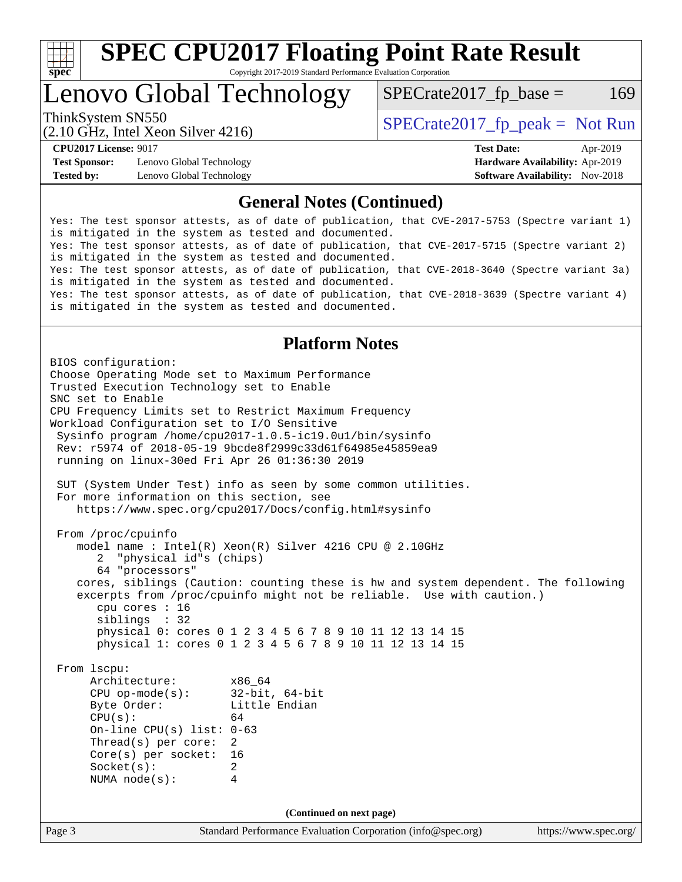## General Notes (Continued)

```
Yes: The test sponsor attests, as of date of publication, that CVE-2017-5753 (Spectre variant 1)
is mitigated in the system as tested and documented.
Yes: The test sponsor attests, as of date of publication, that CVE-2017-5715 (Spectre variant 2)
is mitigated in the system as tested and documented.
Yes: The test sponsor attests, as of date of publication, that CVE-2018-3640 (Spectre variant 3a)
is mitigated in the system as tested and documented.
Yes: The test sponsor attests, as of date of publication, that CVE-2018-3639 (Spectre variant 4)
is mitigated in the system as tested and documented.
```

## Platform Notes

```
BIOS configuration:
Choose Operating Mode set to Maximum Performance
Trusted Execution Technology set to Enable
SNC set to Enable
CPU Frequency Limits set to Restrict Maximum Frequency
Workload Configuration set to I/O Sensitive
 Sysinfo program /home/cpu2017-1.0.5-ic19.0u1/bin/sysinfo
 Rev: r5974 of 2018-05-19 9bcde8f2999c33d61f64985e45859ea9
 running on linux-30ed Fri Apr 26 01:36:30 2019

 SUT (System Under Test) info as seen by some common utilities.
 For more information on this section, see
    https://www.spec.org/cpu2017/Docs/config.html#sysinfo

 From /proc/cpuinfo
    model name : Intel(R) Xeon(R) Silver 4216 CPU @ 2.10GHz
       2  "physical id"s (chips)
       64 "processors"
    cores, siblings (Caution: counting these is hw and system dependent. The following
    excerpts from /proc/cpuinfo might not be reliable.  Use with caution.)
       cpu cores : 16
       siblings  : 32
       physical 0: cores 0 1 2 3 4 5 6 7 8 9 10 11 12 13 14 15
       physical 1: cores 0 1 2 3 4 5 6 7 8 9 10 11 12 13 14 15

 From lscpu:
      Architecture:        x86_64
      CPU op-mode(s):      32-bit, 64-bit
      Byte Order:          Little Endian
      CPU(s):              64
      On-line CPU(s) list: 0-63
      Thread(s) per core:  2
      Core(s) per socket:  16
      Socket(s):           2
      NUMA node(s):        4
```

(Continued on next page)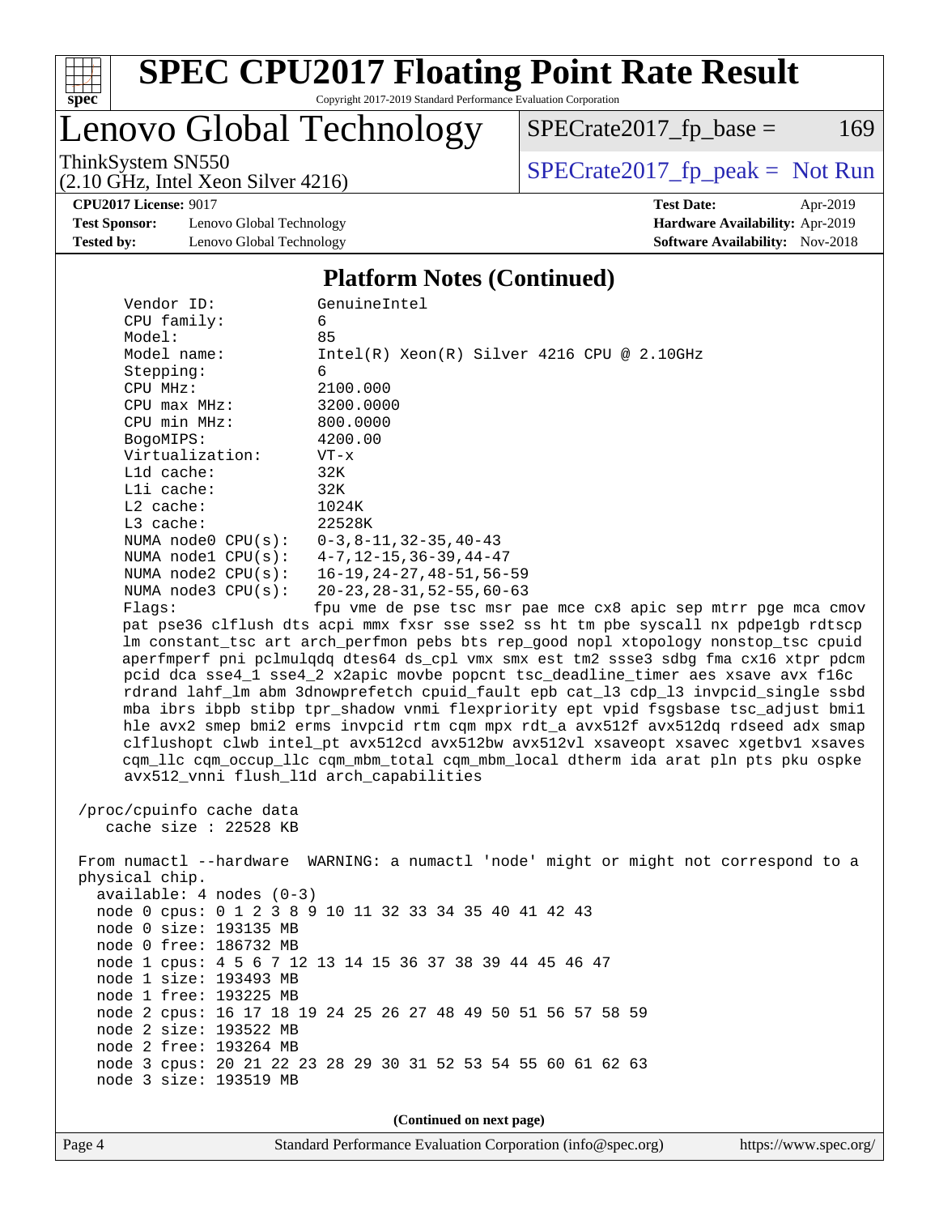## Platform Notes (Continued)

```
Vendor ID:           GenuineIntel
CPU family:          6
Model:               85
Model name:          Intel(R) Xeon(R) Silver 4216 CPU @ 2.10GHz
Stepping:            6
CPU MHz:             2100.000
CPU max MHz:         3200.0000
CPU min MHz:         800.0000
BogoMIPS:            4200.00
Virtualization:      VT-x
L1d cache:           32K
L1i cache:           32K
L2 cache:            1024K
L3 cache:            22528K
NUMA node0 CPU(s):   0-3,8-11,32-35,40-43
NUMA node1 CPU(s):   4-7,12-15,36-39,44-47
NUMA node2 CPU(s):   16-19,24-27,48-51,56-59
NUMA node3 CPU(s):   20-23,28-31,52-55,60-63
Flags:               fpu vme de pse tsc msr pae mce cx8 apic sep mtrr pge mca cmov
pat pse36 clflush dts acpi mmx fxsr sse sse2 ss ht tm pbe syscall nx pdpe1gb rdtscp
lm constant_tsc art arch_perfmon pebs bts rep_good nopl xtopology nonstop_tsc cpuid
aperfmperf pni pclmulqdq dtes64 ds_cpl vmx smx est tm2 ssse3 sdbg fma cx16 xtpr pdcm
pcid dca sse4_1 sse4_2 x2apic movbe popcnt tsc_deadline_timer aes xsave avx f16c
rdrand lahf_lm abm 3dnowprefetch cpuid_fault epb cat_l3 cdp_l3 invpcid_single ssbd
mba ibrs ibpb stibp tpr_shadow vnmi flexpriority ept vpid fsgsbase tsc_adjust bmi1
hle avx2 smep bmi2 erms invpcid rtm cqm mpx rdt_a avx512f avx512dq rdseed adx smap
clflushopt clwb intel_pt avx512cd avx512bw avx512vl xsaveopt xsavec xgetbv1 xsaves
cqm_llc cqm_occup_llc cqm_mbm_total cqm_mbm_local dtherm ida arat pln pts pku ospke
avx512_vnni flush_l1d arch_capabilities

/proc/cpuinfo cache data
   cache size : 22528 KB

From numactl --hardware  WARNING: a numactl 'node' might or might not correspond to a
physical chip.
  available: 4 nodes (0-3)
  node 0 cpus: 0 1 2 3 8 9 10 11 32 33 34 35 40 41 42 43
  node 0 size: 193135 MB
  node 0 free: 186732 MB
  node 1 cpus: 4 5 6 7 12 13 14 15 36 37 38 39 44 45 46 47
  node 1 size: 193493 MB
  node 1 free: 193225 MB
  node 2 cpus: 16 17 18 19 24 25 26 27 48 49 50 51 56 57 58 59
  node 2 size: 193522 MB
  node 2 free: 193264 MB
  node 3 cpus: 20 21 22 23 28 29 30 31 52 53 54 55 60 61 62 63
  node 3 size: 193519 MB
```

(Continued on next page)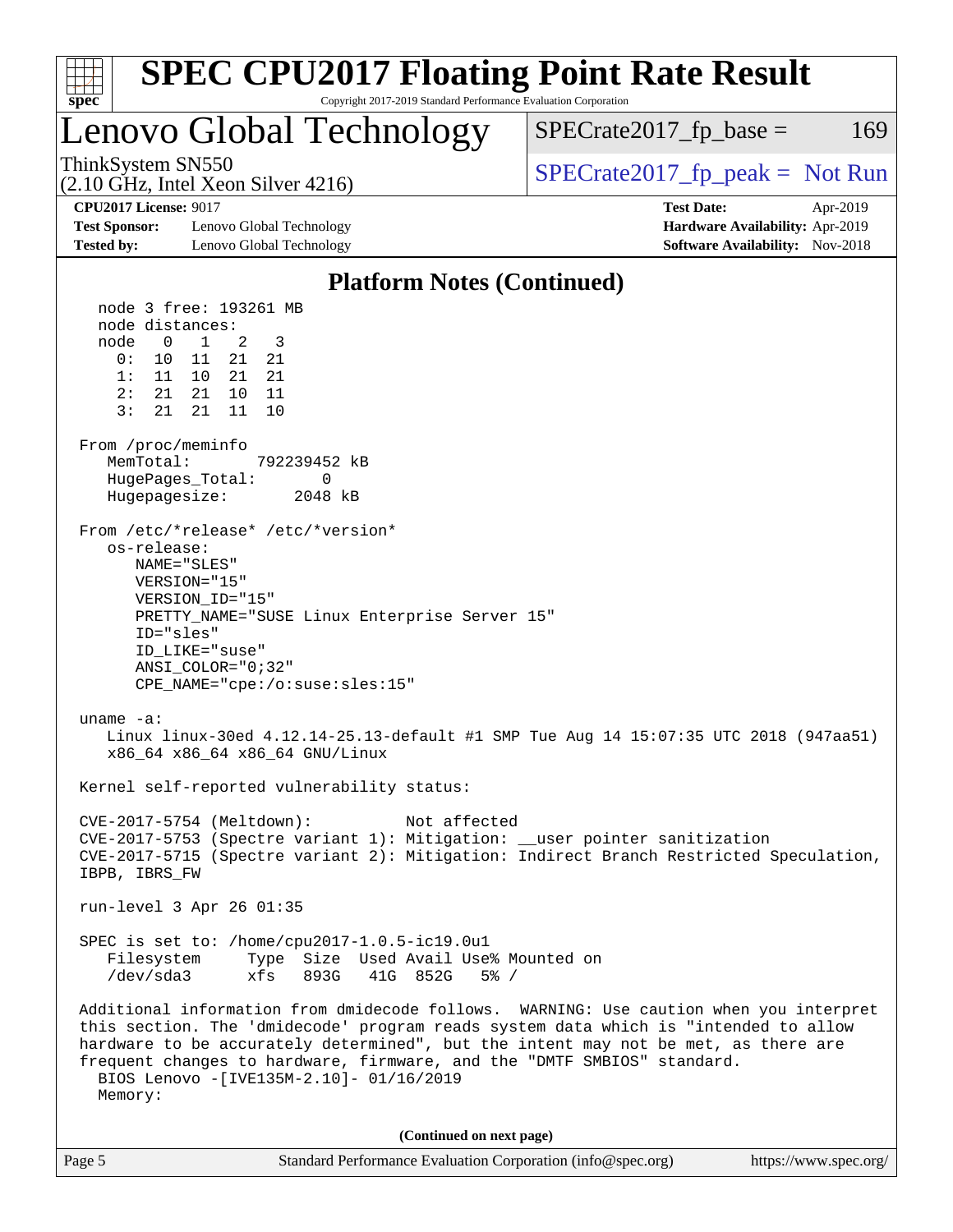## Platform Notes (Continued)

```
   node 3 free: 193261 MB
   node distances:
   node   0   1   2   3
     0:  10  11  21  21
     1:  11  10  21  21
     2:  21  21  10  11
     3:  21  21  11  10

 From /proc/meminfo
    MemTotal:       792239452 kB
    HugePages_Total:       0
    Hugepagesize:       2048 kB

 From /etc/*release* /etc/*version*
    os-release:
       NAME="SLES"
       VERSION="15"
       VERSION_ID="15"
       PRETTY_NAME="SUSE Linux Enterprise Server 15"
       ID="sles"
       ID_LIKE="suse"
       ANSI_COLOR="0;32"
       CPE_NAME="cpe:/o:suse:sles:15"

 uname -a:
    Linux linux-30ed 4.12.14-25.13-default #1 SMP Tue Aug 14 15:07:35 UTC 2018 (947aa51)
    x86_64 x86_64 x86_64 GNU/Linux

 Kernel self-reported vulnerability status:

 CVE-2017-5754 (Meltdown):          Not affected
 CVE-2017-5753 (Spectre variant 1): Mitigation: __user pointer sanitization
 CVE-2017-5715 (Spectre variant 2): Mitigation: Indirect Branch Restricted Speculation,
 IBPB, IBRS_FW

 run-level 3 Apr 26 01:35

 SPEC is set to: /home/cpu2017-1.0.5-ic19.0u1
    Filesystem     Type  Size  Used Avail Use% Mounted on
    /dev/sda3      xfs   893G   41G  852G   5% /

 Additional information from dmidecode follows.  WARNING: Use caution when you interpret
 this section. The 'dmidecode' program reads system data which is "intended to allow
 hardware to be accurately determined", but the intent may not be met, as there are
 frequent changes to hardware, firmware, and the "DMTF SMBIOS" standard.
   BIOS Lenovo -[IVE135M-2.10]- 01/16/2019
   Memory:
```

(Continued on next page)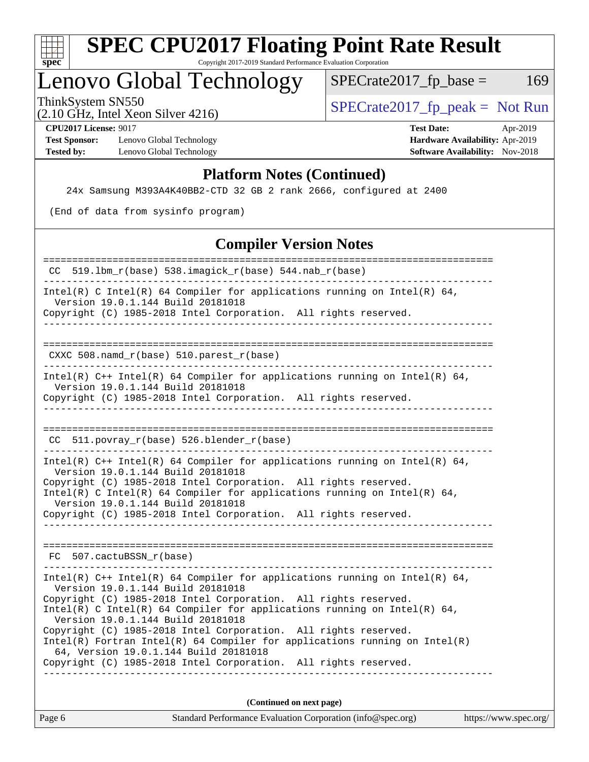## Platform Notes (Continued)

```
    24x Samsung M393A4K40BB2-CTD 32 GB 2 rank 2666, configured at 2400

 (End of data from sysinfo program)
```

## Compiler Version Notes

```
==============================================================================
 CC  519.lbm_r(base) 538.imagick_r(base) 544.nab_r(base)
------------------------------------------------------------------------------
Intel(R) C Intel(R) 64 Compiler for applications running on Intel(R) 64,
  Version 19.0.1.144 Build 20181018
Copyright (C) 1985-2018 Intel Corporation.  All rights reserved.
------------------------------------------------------------------------------

==============================================================================
 CXXC 508.namd_r(base) 510.parest_r(base)
------------------------------------------------------------------------------
Intel(R) C++ Intel(R) 64 Compiler for applications running on Intel(R) 64,
  Version 19.0.1.144 Build 20181018
Copyright (C) 1985-2018 Intel Corporation.  All rights reserved.
------------------------------------------------------------------------------

==============================================================================
 CC  511.povray_r(base) 526.blender_r(base)
------------------------------------------------------------------------------
Intel(R) C++ Intel(R) 64 Compiler for applications running on Intel(R) 64,
  Version 19.0.1.144 Build 20181018
Copyright (C) 1985-2018 Intel Corporation.  All rights reserved.
Intel(R) C Intel(R) 64 Compiler for applications running on Intel(R) 64,
  Version 19.0.1.144 Build 20181018
Copyright (C) 1985-2018 Intel Corporation.  All rights reserved.
------------------------------------------------------------------------------

==============================================================================
 FC  507.cactuBSSN_r(base)
------------------------------------------------------------------------------
Intel(R) C++ Intel(R) 64 Compiler for applications running on Intel(R) 64,
  Version 19.0.1.144 Build 20181018
Copyright (C) 1985-2018 Intel Corporation.  All rights reserved.
Intel(R) C Intel(R) 64 Compiler for applications running on Intel(R) 64,
  Version 19.0.1.144 Build 20181018
Copyright (C) 1985-2018 Intel Corporation.  All rights reserved.
Intel(R) Fortran Intel(R) 64 Compiler for applications running on Intel(R)
  64, Version 19.0.1.144 Build 20181018
Copyright (C) 1985-2018 Intel Corporation.  All rights reserved.
------------------------------------------------------------------------------
```

**(Continued on next page)**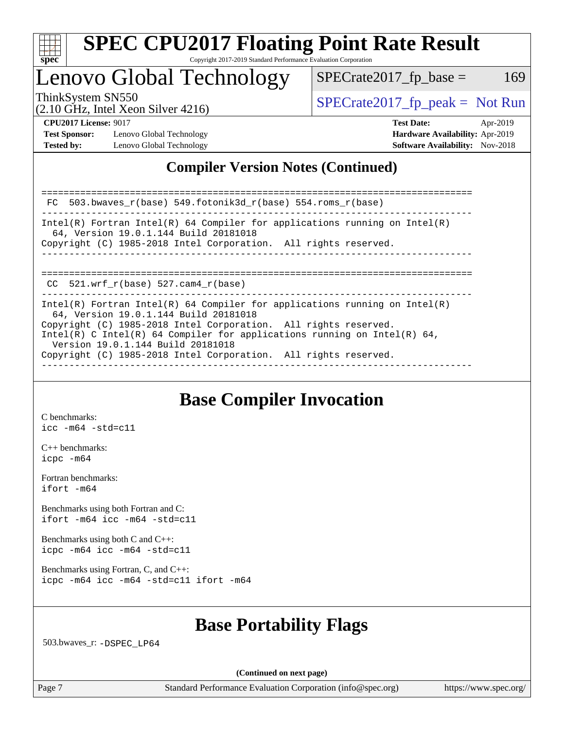## Compiler Version Notes (Continued)

```
==============================================================================
 FC  503.bwaves_r(base) 549.fotonik3d_r(base) 554.roms_r(base)
------------------------------------------------------------------------------
Intel(R) Fortran Intel(R) 64 Compiler for applications running on Intel(R)
  64, Version 19.0.1.144 Build 20181018
Copyright (C) 1985-2018 Intel Corporation.  All rights reserved.
------------------------------------------------------------------------------

==============================================================================
 CC  521.wrf_r(base) 527.cam4_r(base)
------------------------------------------------------------------------------
Intel(R) Fortran Intel(R) 64 Compiler for applications running on Intel(R)
  64, Version 19.0.1.144 Build 20181018
Copyright (C) 1985-2018 Intel Corporation.  All rights reserved.
Intel(R) C Intel(R) 64 Compiler for applications running on Intel(R) 64,
  Version 19.0.1.144 Build 20181018
Copyright (C) 1985-2018 Intel Corporation.  All rights reserved.
------------------------------------------------------------------------------
```

## Base Compiler Invocation

C benchmarks:
`icc -m64 -std=c11`

C++ benchmarks:
`icpc -m64`

Fortran benchmarks:
`ifort -m64`

Benchmarks using both Fortran and C:
`ifort -m64 icc -m64 -std=c11`

Benchmarks using both C and C++:
`icpc -m64 icc -m64 -std=c11`

Benchmarks using Fortran, C, and C++:
`icpc -m64 icc -m64 -std=c11 ifort -m64`

## Base Portability Flags

503.bwaves_r: `-DSPEC_LP64`

**(Continued on next page)**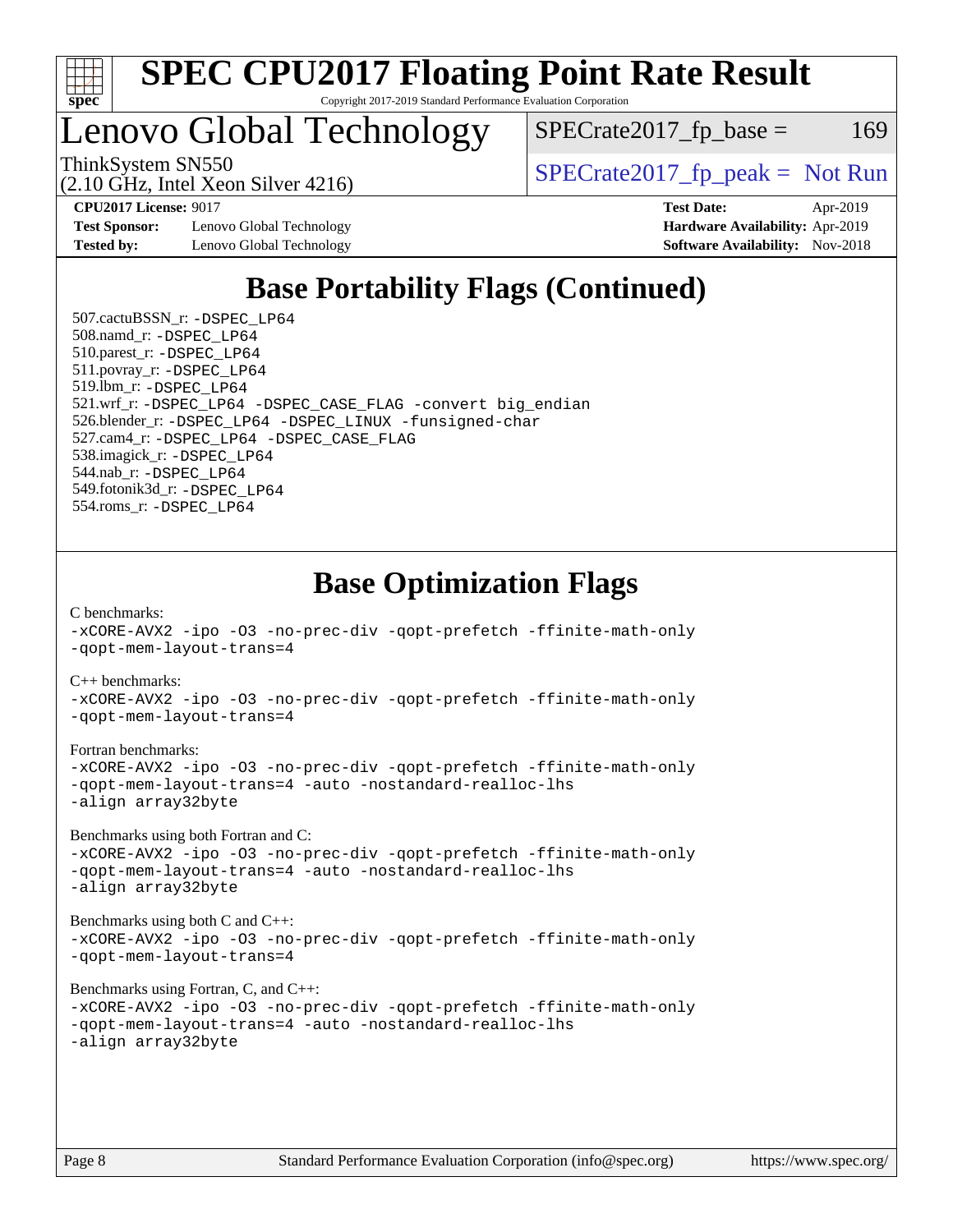# SPEC CPU2017 Floating Point Rate Result

Copyright 2017-2019 Standard Performance Evaluation Corporation

## Lenovo Global Technology

ThinkSystem SN550
(2.10 GHz, Intel Xeon Silver 4216)

SPECrate2017_fp_base = 169

SPECrate2017_fp_peak = Not Run

**CPU2017 License:** 9017
**Test Sponsor:** Lenovo Global Technology
**Tested by:** Lenovo Global Technology

**Test Date:** Apr-2019
**Hardware Availability:** Apr-2019
**Software Availability:** Nov-2018

## Base Portability Flags (Continued)

507.cactuBSSN_r: -DSPEC_LP64
508.namd_r: -DSPEC_LP64
510.parest_r: -DSPEC_LP64
511.povray_r: -DSPEC_LP64
519.lbm_r: -DSPEC_LP64
521.wrf_r: -DSPEC_LP64 -DSPEC_CASE_FLAG -convert big_endian
526.blender_r: -DSPEC_LP64 -DSPEC_LINUX -funsigned-char
527.cam4_r: -DSPEC_LP64 -DSPEC_CASE_FLAG
538.imagick_r: -DSPEC_LP64
544.nab_r: -DSPEC_LP64
549.fotonik3d_r: -DSPEC_LP64
554.roms_r: -DSPEC_LP64

## Base Optimization Flags

C benchmarks:
-xCORE-AVX2 -ipo -O3 -no-prec-div -qopt-prefetch -ffinite-math-only
-qopt-mem-layout-trans=4

C++ benchmarks:
-xCORE-AVX2 -ipo -O3 -no-prec-div -qopt-prefetch -ffinite-math-only
-qopt-mem-layout-trans=4

Fortran benchmarks:
-xCORE-AVX2 -ipo -O3 -no-prec-div -qopt-prefetch -ffinite-math-only
-qopt-mem-layout-trans=4 -auto -nostandard-realloc-lhs
-align array32byte

Benchmarks using both Fortran and C:
-xCORE-AVX2 -ipo -O3 -no-prec-div -qopt-prefetch -ffinite-math-only
-qopt-mem-layout-trans=4 -auto -nostandard-realloc-lhs
-align array32byte

Benchmarks using both C and C++:
-xCORE-AVX2 -ipo -O3 -no-prec-div -qopt-prefetch -ffinite-math-only
-qopt-mem-layout-trans=4

Benchmarks using Fortran, C, and C++:
-xCORE-AVX2 -ipo -O3 -no-prec-div -qopt-prefetch -ffinite-math-only
-qopt-mem-layout-trans=4 -auto -nostandard-realloc-lhs
-align array32byte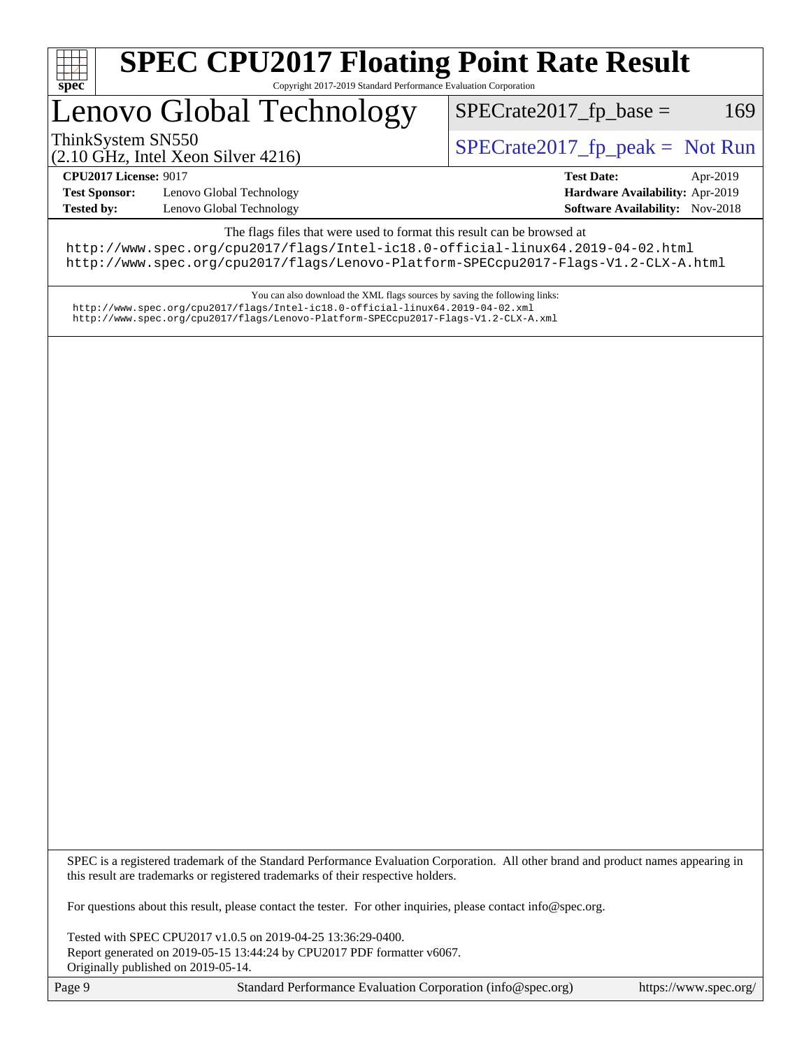# SPEC CPU2017 Floating Point Rate Result

Copyright 2017-2019 Standard Performance Evaluation Corporation

# Lenovo Global Technology

ThinkSystem SN550
(2.10 GHz, Intel Xeon Silver 4216)

SPECrate2017_fp_base = 169

SPECrate2017_fp_peak = Not Run

**CPU2017 License:** 9017
**Test Sponsor:** Lenovo Global Technology
**Tested by:** Lenovo Global Technology

**Test Date:** Apr-2019
**Hardware Availability:** Apr-2019
**Software Availability:** Nov-2018

The flags files that were used to format this result can be browsed at

http://www.spec.org/cpu2017/flags/Intel-ic18.0-official-linux64.2019-04-02.html
http://www.spec.org/cpu2017/flags/Lenovo-Platform-SPECcpu2017-Flags-V1.2-CLX-A.html

You can also download the XML flags sources by saving the following links:

http://www.spec.org/cpu2017/flags/Intel-ic18.0-official-linux64.2019-04-02.xml
http://www.spec.org/cpu2017/flags/Lenovo-Platform-SPECcpu2017-Flags-V1.2-CLX-A.xml

SPEC is a registered trademark of the Standard Performance Evaluation Corporation. All other brand and product names appearing in this result are trademarks or registered trademarks of their respective holders.

For questions about this result, please contact the tester. For other inquiries, please contact info@spec.org.

Tested with SPEC CPU2017 v1.0.5 on 2019-04-25 13:36:29-0400.
Report generated on 2019-05-15 13:44:24 by CPU2017 PDF formatter v6067.
Originally published on 2019-05-14.